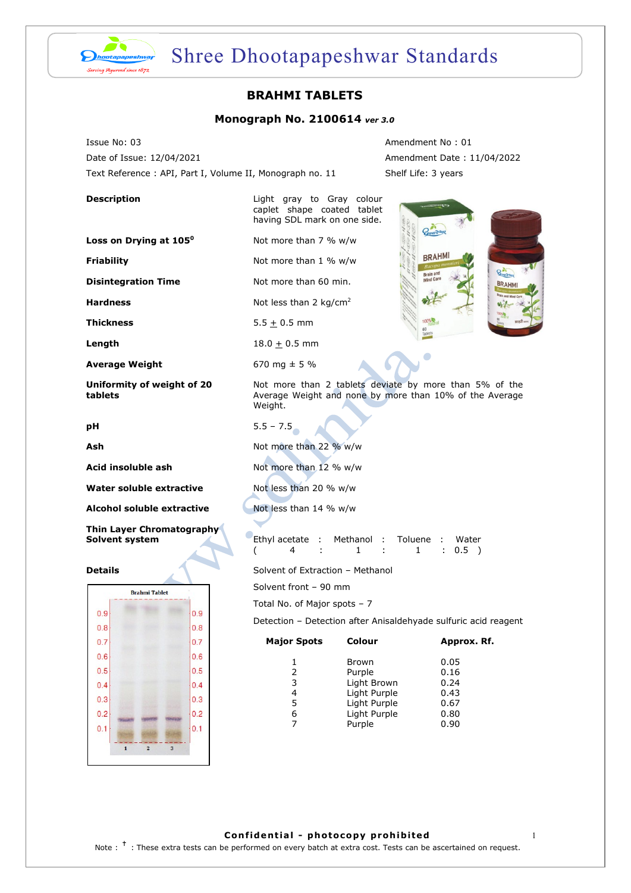# BRAHMI TABLETS

## Monograph No. 2100614 *ver 3.0*

| | |
|---|---|
| Issue No: 03 | Amendment No : 01 |
| Date of Issue: 12/04/2021 | Amendment Date : 11/04/2022 |
| Text Reference : API, Part I, Volume II, Monograph no. 11 | Shelf Life: 3 years |

| | |
|---|---|
| **Description** | Light gray to Gray colour caplet shape coated tablet having SDL mark on one side. |
| **Loss on Drying at 105$^0$** | Not more than 7 % w/w |
| **Friability** | Not more than 1 % w/w |
| **Disintegration Time** | Not more than 60 min. |
| **Hardness** | Not less than 2 kg/cm$^2$ |
| **Thickness** | 5.5 $\pm$ 0.5 mm |
| **Length** | 18.0 $\pm$ 0.5 mm |
| **Average Weight** | 670 mg ± 5 % |
| **Uniformity of weight of 20 tablets** | Not more than 2 tablets deviate by more than 5% of the Average Weight and none by more than 10% of the Average Weight. |
| **pH** | 5.5 – 7.5 |
| **Ash** | Not more than 22 % w/w |
| **Acid insoluble ash** | Not more than 12 % w/w |
| **Water soluble extractive** | Not less than 20 % w/w |
| **Alcohol soluble extractive** | Not less than 14 % w/w |
| **Thin Layer Chromatography Solvent system** | Ethyl acetate : Methanol : Toluene : Water ( 4 : 1 : 1 : 0.5 ) |

**Details**

Solvent of Extraction – Methanol

Solvent front – 90 mm

Total No. of Major spots – 7

Detection – Detection after Anisaldehayde sulfuric acid reagent

| Major Spots | Colour | Approx. Rf. |
|---|---|---|
| 1 | Brown | 0.05 |
| 2 | Purple | 0.16 |
| 3 | Light Brown | 0.24 |
| 4 | Light Purple | 0.43 |
| 5 | Light Purple | 0.67 |
| 6 | Light Purple | 0.80 |
| 7 | Purple | 0.90 |

Confidential - photocopy prohibited

Note : † : These extra tests can be performed on every batch at extra cost. Tests can be ascertained on request.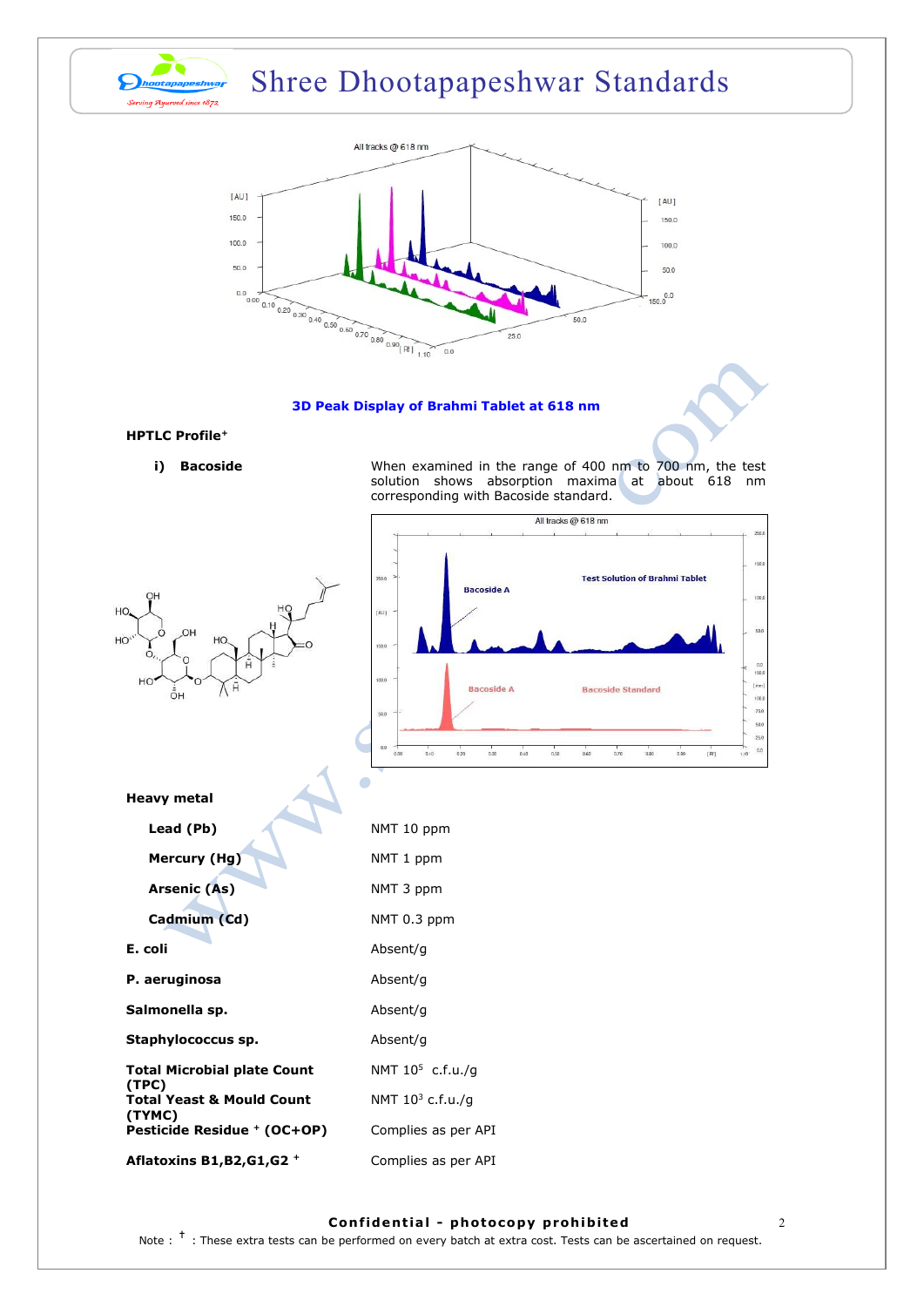All tracks @ 618 nm

**3D Peak Display of Brahmi Tablet at 618 nm**

**HPTLC Profile⁺**

**i) Bacoside** — When examined in the range of 400 nm to 700 nm, the test solution shows absorption maxima at about 618 nm corresponding with Bacoside standard.

All tracks @ 618 nm

Bacoside A

Test Solution of Brahmi Tablet

Bacoside A

Bacoside Standard

| | |
|---|---|
| **Heavy metal** | |
| **Lead (Pb)** | NMT 10 ppm |
| **Mercury (Hg)** | NMT 1 ppm |
| **Arsenic (As)** | NMT 3 ppm |
| **Cadmium (Cd)** | NMT 0.3 ppm |
| **E. coli** | Absent/g |
| **P. aeruginosa** | Absent/g |
| **Salmonella sp.** | Absent/g |
| **Staphylococcus sp.** | Absent/g |
| **Total Microbial plate Count (TPC)** | NMT $10^5$ c.f.u./g |
| **Total Yeast & Mould Count (TYMC)** | NMT $10^3$ c.f.u./g |
| **Pesticide Residue ⁺ (OC+OP)** | Complies as per API |
| **Aflatoxins B1,B2,G1,G2 ⁺** | Complies as per API |

**Confidential - photocopy prohibited**

Note : † : These extra tests can be performed on every batch at extra cost. Tests can be ascertained on request.